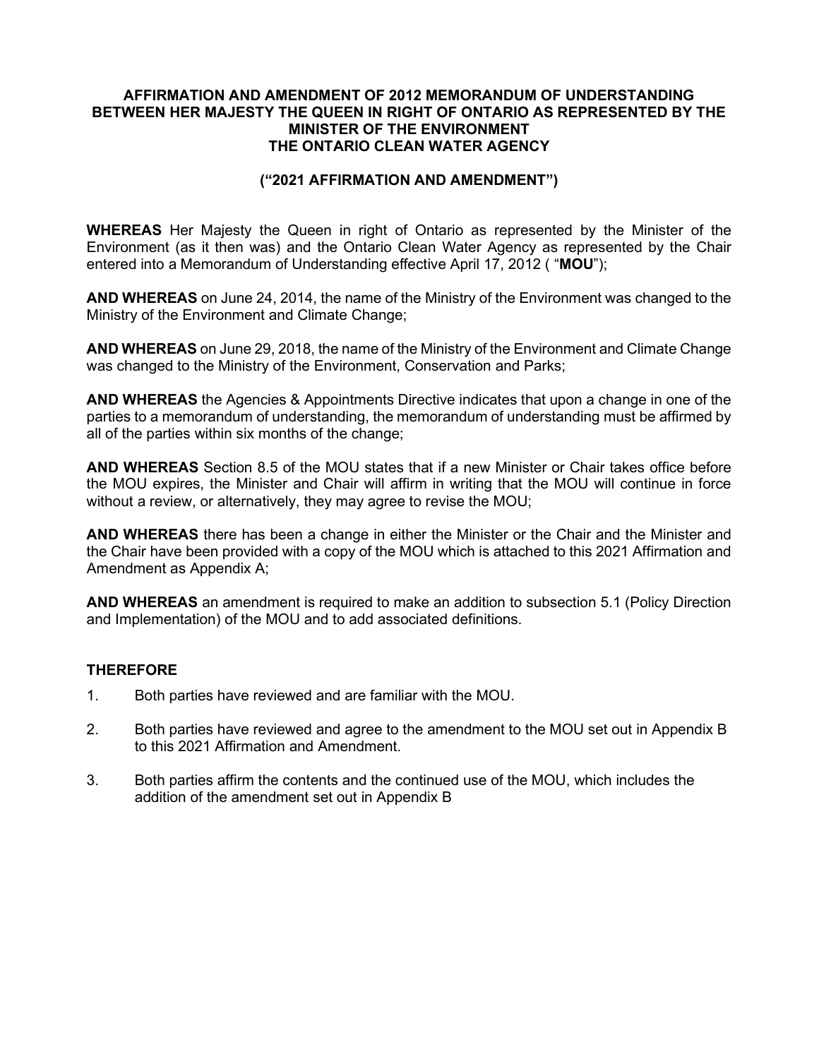**AFFIRMATION AND AMENDMENT OF 2012 MEMORANDUM OF UNDERSTANDING BETWEEN HER MAJESTY THE QUEEN IN RIGHT OF ONTARIO AS REPRESENTED BY THE MINISTER OF THE ENVIRONMENT THE ONTARIO CLEAN WATER AGENCY**

**("2021 AFFIRMATION AND AMENDMENT")**

**WHEREAS** Her Majesty the Queen in right of Ontario as represented by the Minister of the Environment (as it then was) and the Ontario Clean Water Agency as represented by the Chair entered into a Memorandum of Understanding effective April 17, 2012 ( "**MOU**");

**AND WHEREAS** on June 24, 2014, the name of the Ministry of the Environment was changed to the Ministry of the Environment and Climate Change;

**AND WHEREAS** on June 29, 2018, the name of the Ministry of the Environment and Climate Change was changed to the Ministry of the Environment, Conservation and Parks;

**AND WHEREAS** the Agencies & Appointments Directive indicates that upon a change in one of the parties to a memorandum of understanding, the memorandum of understanding must be affirmed by all of the parties within six months of the change;

**AND WHEREAS** Section 8.5 of the MOU states that if a new Minister or Chair takes office before the MOU expires, the Minister and Chair will affirm in writing that the MOU will continue in force without a review, or alternatively, they may agree to revise the MOU;

**AND WHEREAS** there has been a change in either the Minister or the Chair and the Minister and the Chair have been provided with a copy of the MOU which is attached to this 2021 Affirmation and Amendment as Appendix A;

**AND WHEREAS** an amendment is required to make an addition to subsection 5.1 (Policy Direction and Implementation) of the MOU and to add associated definitions.

**THEREFORE**

1. Both parties have reviewed and are familiar with the MOU.
2. Both parties have reviewed and agree to the amendment to the MOU set out in Appendix B to this 2021 Affirmation and Amendment.
3. Both parties affirm the contents and the continued use of the MOU, which includes the addition of the amendment set out in Appendix B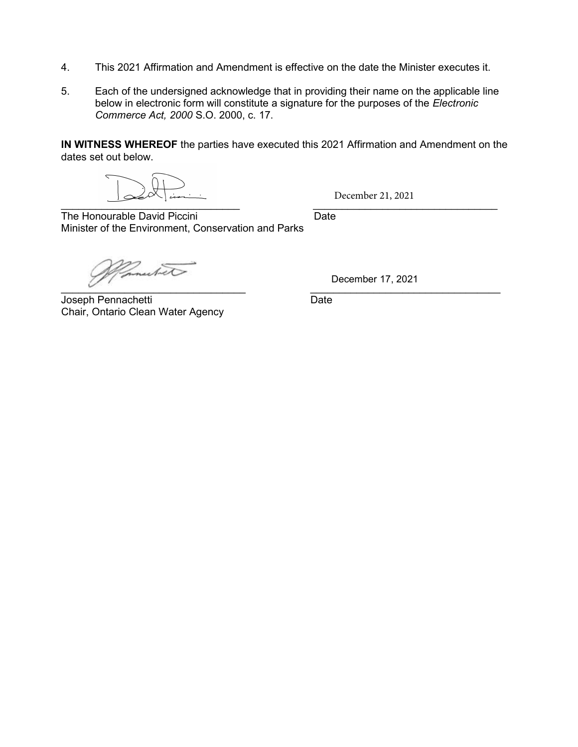4. This 2021 Affirmation and Amendment is effective on the date the Minister executes it.

5. Each of the undersigned acknowledge that in providing their name on the applicable line below in electronic form will constitute a signature for the purposes of the *Electronic Commerce Act, 2000* S.O. 2000, c. 17.

**IN WITNESS WHEREOF** the parties have executed this 2021 Affirmation and Amendment on the dates set out below.

| | |
|---|---|
| \_\_\_\_\_\_\_\_\_\_\_\_\_\_\_\_\_\_\_\_\_\_\_\_\_\_\_\_\_\_\_\_ | December 21, 2021<br>\_\_\_\_\_\_\_\_\_\_\_\_\_\_\_\_\_\_\_\_\_\_\_\_\_\_\_\_\_\_\_\_ |
| The Honourable David Piccini<br>Minister of the Environment, Conservation and Parks | Date |
| \_\_\_\_\_\_\_\_\_\_\_\_\_\_\_\_\_\_\_\_\_\_\_\_\_\_\_\_\_\_\_\_ | December 17, 2021<br>\_\_\_\_\_\_\_\_\_\_\_\_\_\_\_\_\_\_\_\_\_\_\_\_\_\_\_\_\_\_\_\_ |
| Joseph Pennachetti<br>Chair, Ontario Clean Water Agency | Date |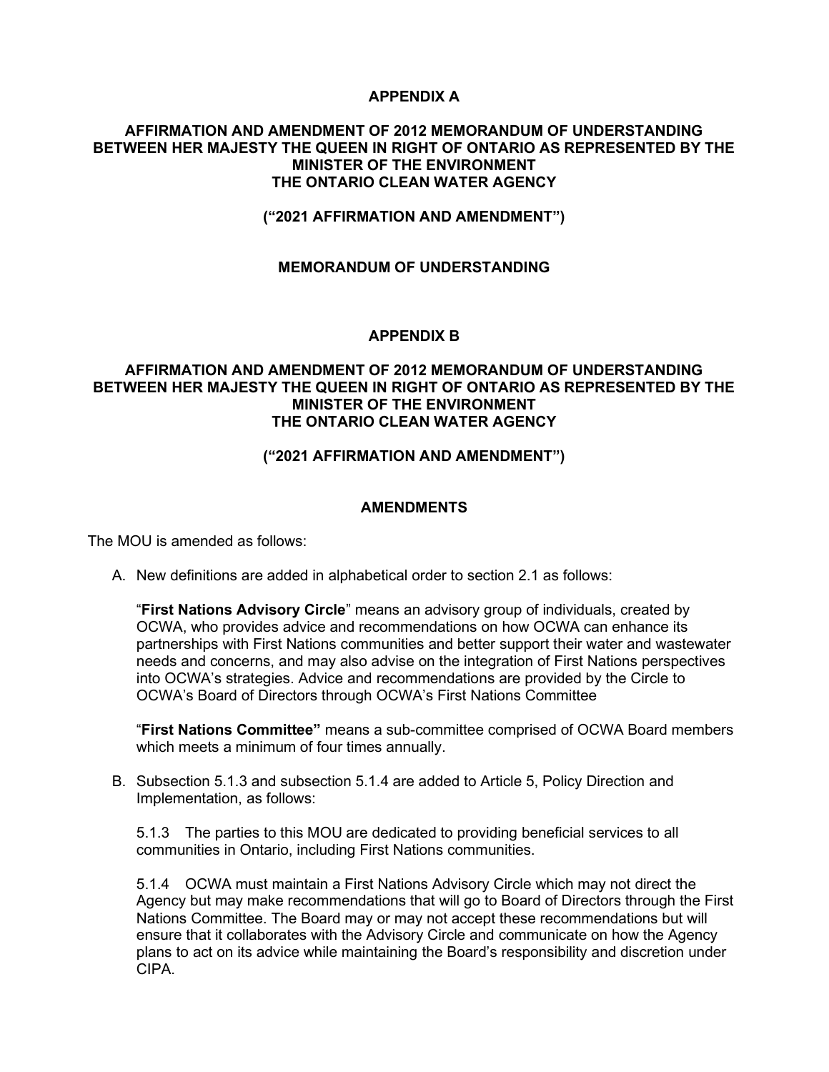## APPENDIX A

### AFFIRMATION AND AMENDMENT OF 2012 MEMORANDUM OF UNDERSTANDING BETWEEN HER MAJESTY THE QUEEN IN RIGHT OF ONTARIO AS REPRESENTED BY THE MINISTER OF THE ENVIRONMENT THE ONTARIO CLEAN WATER AGENCY

### (“2021 AFFIRMATION AND AMENDMENT”)

### MEMORANDUM OF UNDERSTANDING

## APPENDIX B

### AFFIRMATION AND AMENDMENT OF 2012 MEMORANDUM OF UNDERSTANDING BETWEEN HER MAJESTY THE QUEEN IN RIGHT OF ONTARIO AS REPRESENTED BY THE MINISTER OF THE ENVIRONMENT THE ONTARIO CLEAN WATER AGENCY

### (“2021 AFFIRMATION AND AMENDMENT”)

### AMENDMENTS

The MOU is amended as follows:

A. New definitions are added in alphabetical order to section 2.1 as follows:

   “**First Nations Advisory Circle**” means an advisory group of individuals, created by OCWA, who provides advice and recommendations on how OCWA can enhance its partnerships with First Nations communities and better support their water and wastewater needs and concerns, and may also advise on the integration of First Nations perspectives into OCWA’s strategies. Advice and recommendations are provided by the Circle to OCWA’s Board of Directors through OCWA’s First Nations Committee

   “**First Nations Committee”** means a sub-committee comprised of OCWA Board members which meets a minimum of four times annually.

B. Subsection 5.1.3 and subsection 5.1.4 are added to Article 5, Policy Direction and Implementation, as follows:

   5.1.3 The parties to this MOU are dedicated to providing beneficial services to all communities in Ontario, including First Nations communities.

   5.1.4 OCWA must maintain a First Nations Advisory Circle which may not direct the Agency but may make recommendations that will go to Board of Directors through the First Nations Committee. The Board may or may not accept these recommendations but will ensure that it collaborates with the Advisory Circle and communicate on how the Agency plans to act on its advice while maintaining the Board’s responsibility and discretion under CIPA.